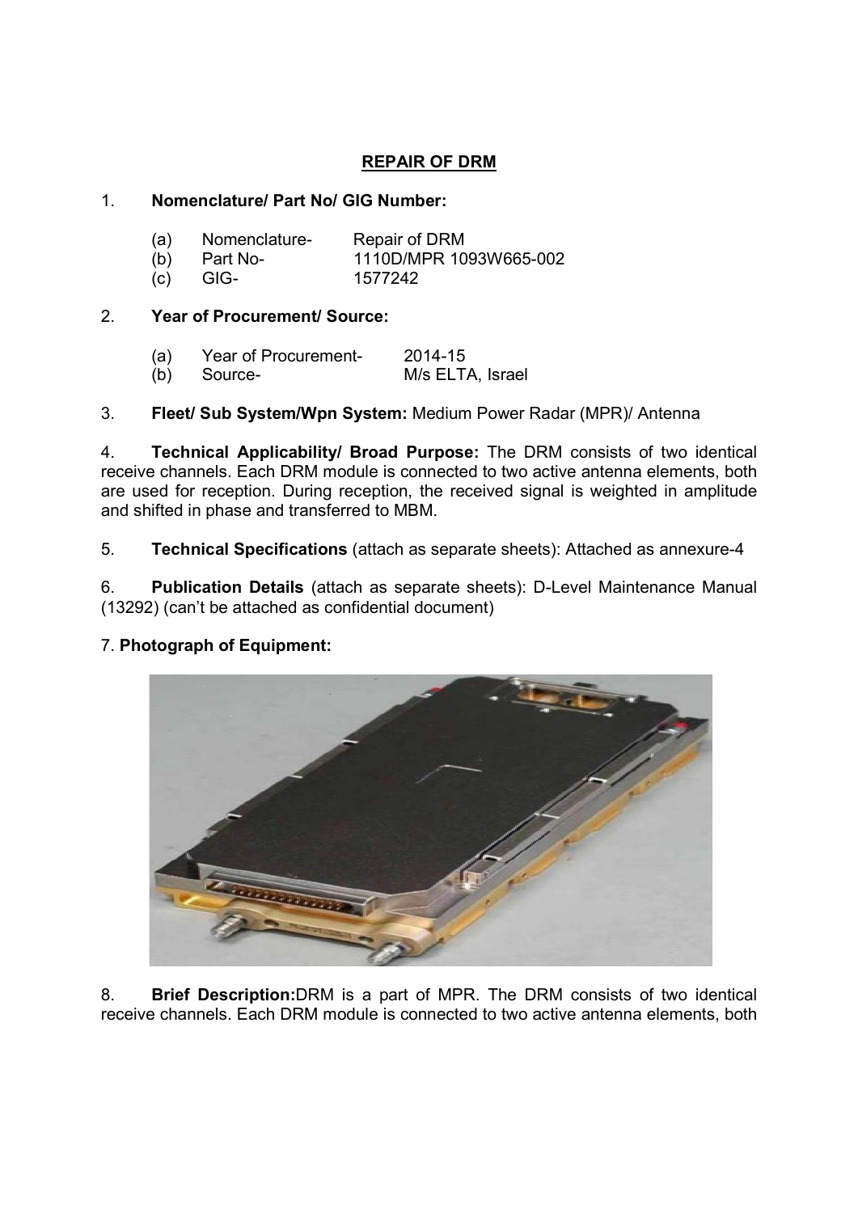# REPAIR OF DRM

1. **Nomenclature/ Part No/ GIG Number:**

   (a) Nomenclature- Repair of DRM
   (b) Part No- 1110D/MPR 1093W665-002
   (c) GIG- 1577242

2. **Year of Procurement/ Source:**

   (a) Year of Procurement- 2014-15
   (b) Source- M/s ELTA, Israel

3. **Fleet/ Sub System/Wpn System:** Medium Power Radar (MPR)/ Antenna

4. **Technical Applicability/ Broad Purpose:** The DRM consists of two identical receive channels. Each DRM module is connected to two active antenna elements, both are used for reception. During reception, the received signal is weighted in amplitude and shifted in phase and transferred to MBM.

5. **Technical Specifications** (attach as separate sheets): Attached as annexure-4

6. **Publication Details** (attach as separate sheets): D-Level Maintenance Manual (13292) (can't be attached as confidential document)

7. **Photograph of Equipment:**

8. **Brief Description:**DRM is a part of MPR. The DRM consists of two identical receive channels. Each DRM module is connected to two active antenna elements, both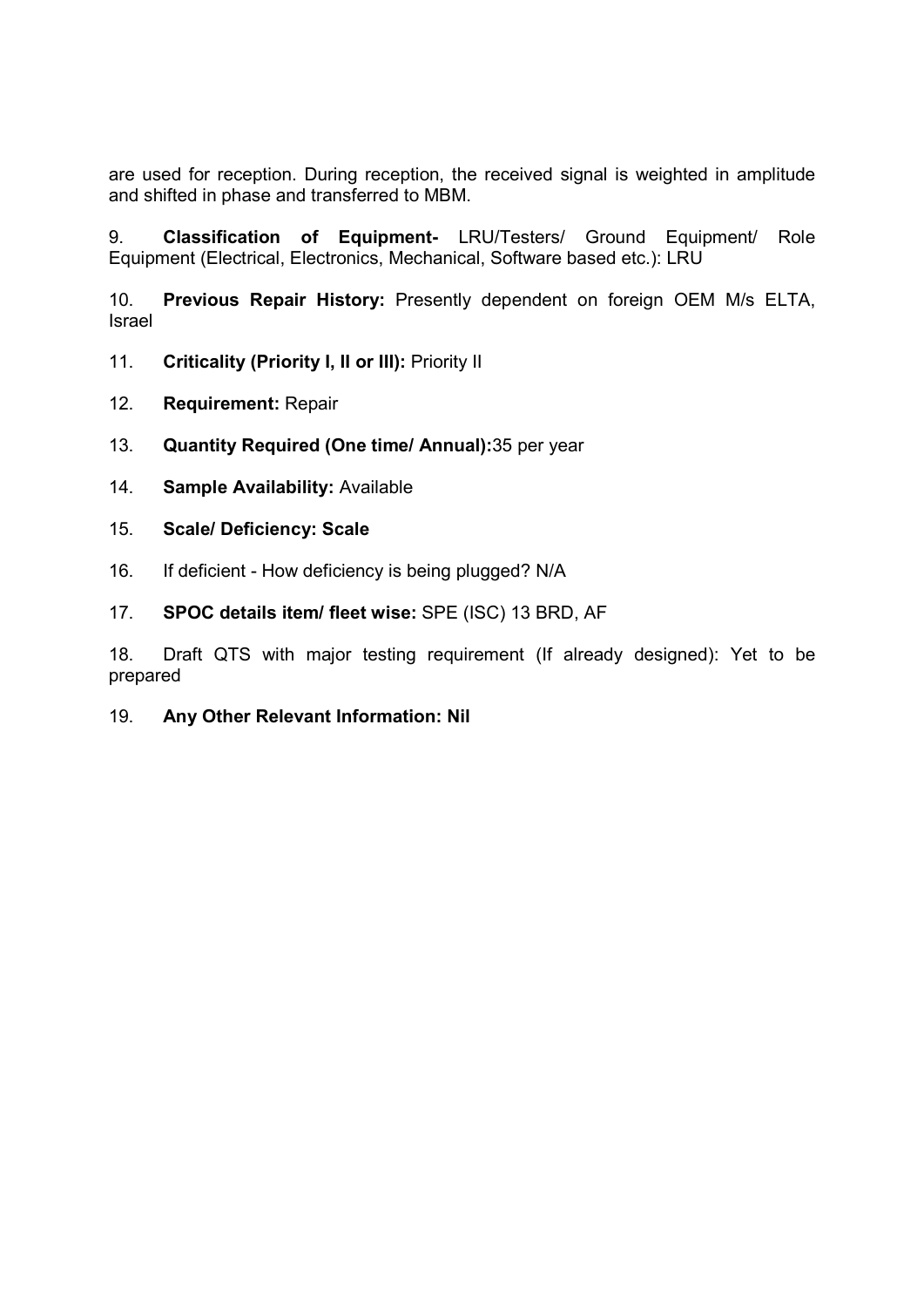are used for reception. During reception, the received signal is weighted in amplitude and shifted in phase and transferred to MBM.

9. **Classification of Equipment-** LRU/Testers/ Ground Equipment/ Role Equipment (Electrical, Electronics, Mechanical, Software based etc.): LRU

10. **Previous Repair History:** Presently dependent on foreign OEM M/s ELTA, Israel

11. **Criticality (Priority I, II or III):** Priority II

12. **Requirement:** Repair

13. **Quantity Required (One time/ Annual):**35 per year

14. **Sample Availability:** Available

15. **Scale/ Deficiency: Scale**

16. If deficient - How deficiency is being plugged? N/A

17. **SPOC details item/ fleet wise:** SPE (ISC) 13 BRD, AF

18. Draft QTS with major testing requirement (If already designed): Yet to be prepared

19. **Any Other Relevant Information: Nil**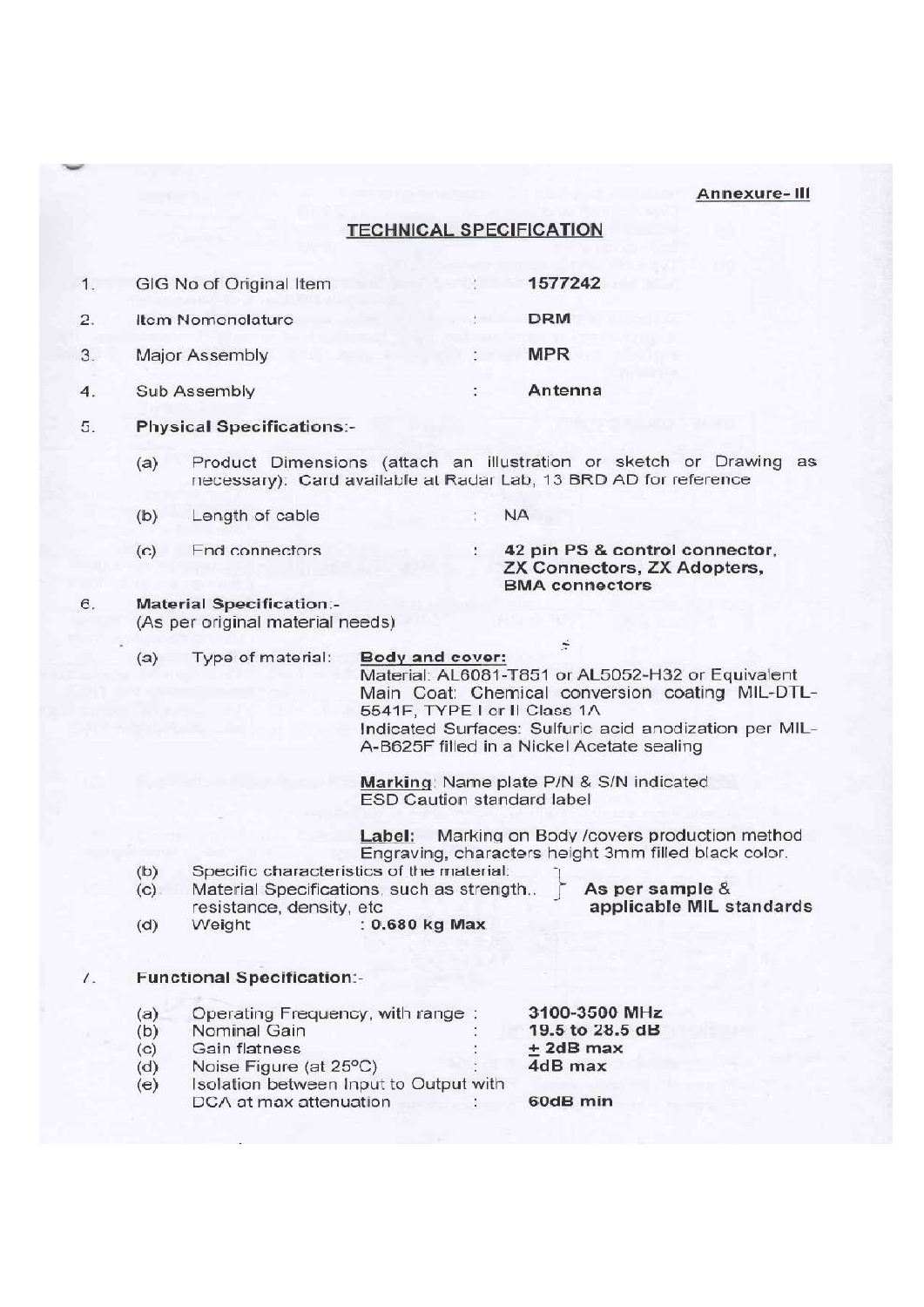**Annexure- III**

## TECHNICAL SPECIFICATION

1. GIG No of Original Item : **1577242**

2. Item Nomenclature : **DRM**

3. Major Assembly : **MPR**

4. Sub Assembly : **Antenna**

5. **Physical Specifications:-**

   (a) Product Dimensions (attach an illustration or sketch or Drawing as necessary): Card available at Radar Lab, 13 BRD AD for reference

   (b) Length of cable : NA

   (c) End connectors : **42 pin PS & control connector, ZX Connectors, ZX Adopters, BMA connectors**

6. **Material Specification:-**
   (As per original material needs)

   (a) Type of material: **Body and cover:**
   Material: AL6081-T851 or AL5052-H32 or Equivalent
   Main Coat: Chemical conversion coating MIL-DTL-5541F, TYPE I or II Class 1A
   Indicated Surfaces: Sulfuric acid anodization per MIL-A-8625F filled in a Nickel Acetate sealing

   **Marking**: Name plate P/N & S/N indicated
   ESD Caution standard label

   **Label**: Marking on Body /covers production method Engraving, characters height 3mm filled black color.

   (b) Specific characteristics of the material:
   (c) Material Specifications, such as strength, resistance, density, etc } **As per sample & applicable MIL standards**

   (d) Weight : **0.680 kg Max**

7. **Functional Specification:-**

   (a) Operating Frequency, with range : **3100-3500 MHz**
   (b) Nominal Gain : **19.5 to 28.5 dB**
   (c) Gain flatness : **± 2dB max**
   (d) Noise Figure (at 25°C) : **4dB max**
   (e) Isolation between Input to Output with DCA at max attenuation : **60dB min**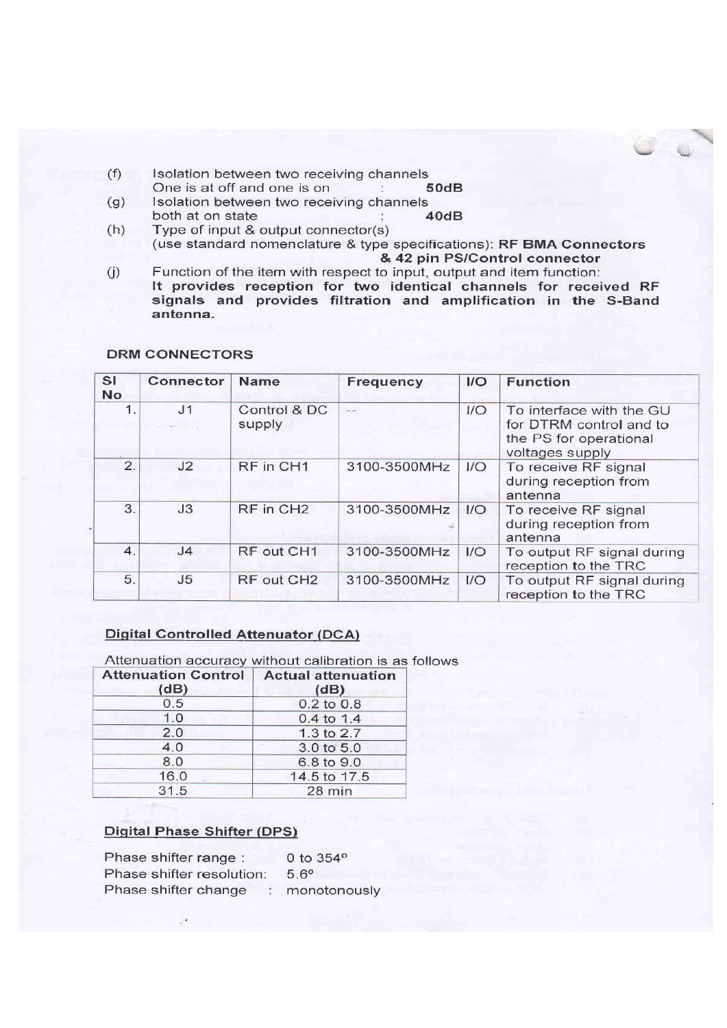(f) Isolation between two receiving channels
One is at off and one is on : **50dB**

(g) Isolation between two receiving channels
both at on state : **40dB**

(h) Type of input & output connector(s)
(use standard nomenclature & type specifications): **RF BMA Connectors & 42 pin PS/Control connector**

(j) Function of the item with respect to input, output and item function:
**It provides reception for two identical channels for received RF signals and provides filtration and amplification in the S-Band antenna.**

**DRM CONNECTORS**

| Sl No | Connector | Name | Frequency | I/O | Function |
|---|---|---|---|---|---|
| 1. | J1 | Control & DC supply | -- | I/O | To interface with the GU for DTRM control and to the PS for operational voltages supply |
| 2. | J2 | RF in CH1 | 3100-3500MHz | I/O | To receive RF signal during reception from antenna |
| 3. | J3 | RF in CH2 | 3100-3500MHz | I/O | To receive RF signal during reception from antenna |
| 4. | J4 | RF out CH1 | 3100-3500MHz | I/O | To output RF signal during reception to the TRC |
| 5. | J5 | RF out CH2 | 3100-3500MHz | I/O | To output RF signal during reception to the TRC |

## Digital Controlled Attenuator (DCA)

Attenuation accuracy without calibration is as follows

| Attenuation Control (dB) | Actual attenuation (dB) |
|---|---|
| 0.5 | 0.2 to 0.8 |
| 1.0 | 0.4 to 1.4 |
| 2.0 | 1.3 to 2.7 |
| 4.0 | 3.0 to 5.0 |
| 8.0 | 6.8 to 9.0 |
| 16.0 | 14.5 to 17.5 |
| 31.5 | 28 min |

## Digital Phase Shifter (DPS)

Phase shifter range : 0 to 354°
Phase shifter resolution: 5.6°
Phase shifter change : monotonously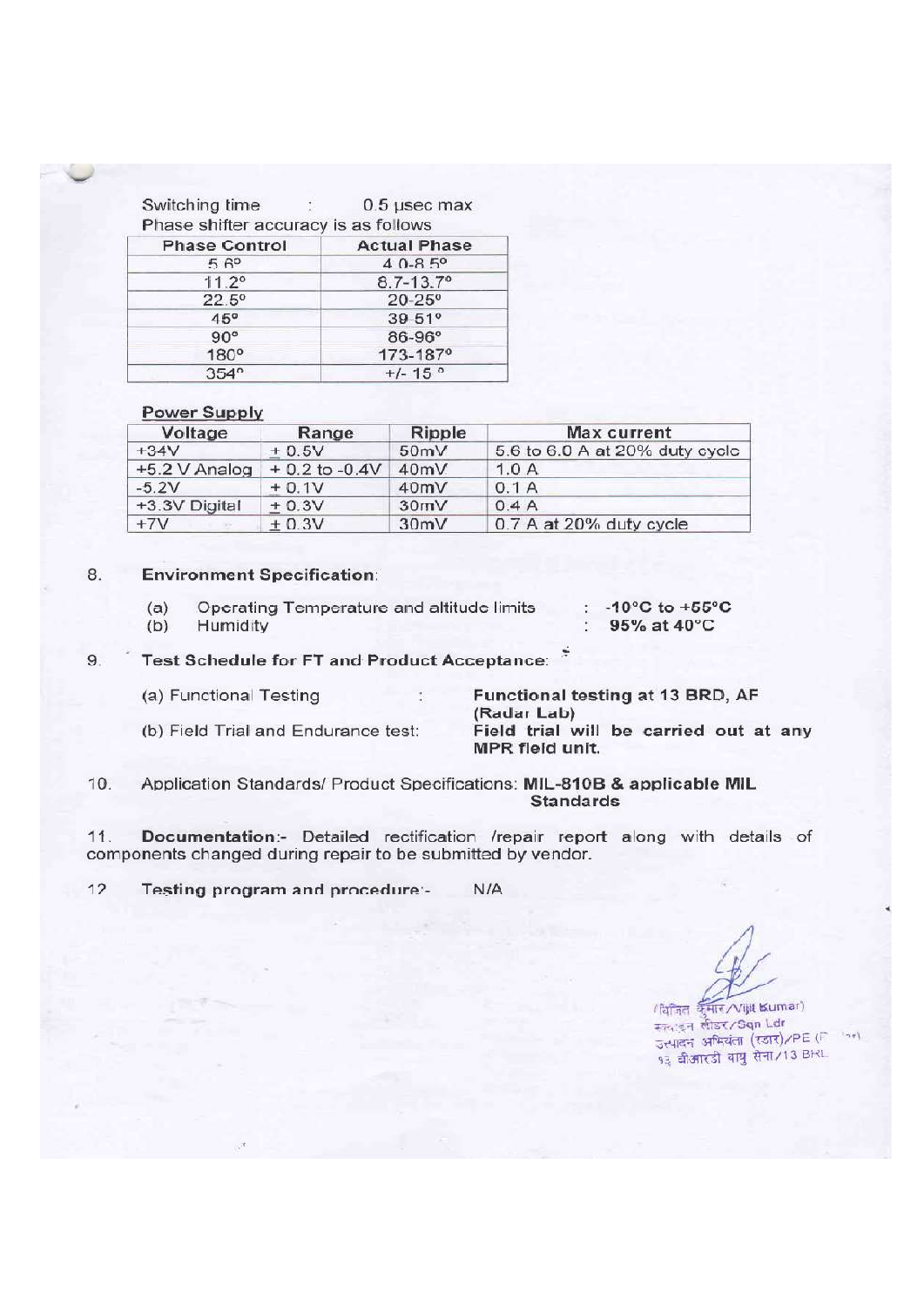Switching time : 0.5 µsec max

Phase shifter accuracy is as follows

| Phase Control | Actual Phase |
| --- | --- |
| 5.6° | 4.0-8.5° |
| 11.2° | 8.7-13.7° |
| 22.5° | 20-25° |
| 45° | 39-51° |
| 90° | 86-96° |
| 180° | 173-187° |
| 354° | +/- 15 ° |

**Power Supply**

| Voltage | Range | Ripple | Max current |
| --- | --- | --- | --- |
| +34V | ± 0.5V | 50mV | 5.6 to 6.0 A at 20% duty cycle |
| +5.2 V Analog | + 0.2 to -0.4V | 40mV | 1.0 A |
| -5.2V | + 0.1V | 40mV | 0.1 A |
| +3.3V Digital | ± 0.3V | 30mV | 0.4 A |
| +7V | ± 0.3V | 30mV | 0.7 A at 20% duty cycle |

8. **Environment Specification**:

   (a) Operating Temperature and altitude limits : **-10°C to +55°C**

   (b) Humidity : **95% at 40°C**

9. **Test Schedule for FT and Product Acceptance**:

   (a) Functional Testing : **Functional testing at 13 BRD, AF (Radar Lab)**

   (b) Field Trial and Endurance test: **Field trial will be carried out at any MPR field unit.**

10. Application Standards/ Product Specifications: **MIL-810B & applicable MIL Standards**

11. **Documentation**:- Detailed rectification /repair report along with details of components changed during repair to be submitted by vendor.

12. **Testing program and procedure**:- N/A

(विजित कुमार/Vijit Kumar)
स्क्वाड्रन लीडर/Sqn Ldr
उत्पादन अभियंता (रडार)/PE (R...)
13 बीआरडी वायु सेना/13 BRD